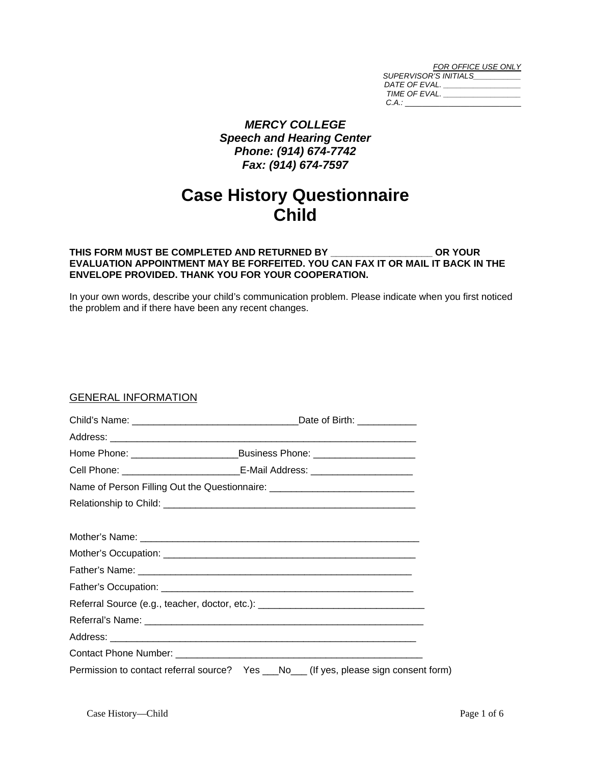*FOR OFFICE USE ONLY*
*SUPERVISOR'S INITIALS___________*
*DATE OF EVAL. __________________*
*TIME OF EVAL. __________________*
*C.A.: __________________________*

***MERCY COLLEGE***
***Speech and Hearing Center***
***Phone: (914) 674-7742***
***Fax: (914) 674-7597***

# Case History Questionnaire
# Child

**THIS FORM MUST BE COMPLETED AND RETURNED BY __________________ OR YOUR EVALUATION APPOINTMENT MAY BE FORFEITED. YOU CAN FAX IT OR MAIL IT BACK IN THE ENVELOPE PROVIDED. THANK YOU FOR YOUR COOPERATION.**

In your own words, describe your child's communication problem. Please indicate when you first noticed the problem and if there have been any recent changes.

## GENERAL INFORMATION

Child's Name: _______________________________Date of Birth: ___________

Address: ___________________________________________________________

Home Phone: ___________________Business Phone: __________________

Cell Phone: _____________________E-Mail Address: __________________

Name of Person Filling Out the Questionnaire: __________________________

Relationship to Child: ______________________________________________

Mother's Name: ___________________________________________________

Mother's Occupation: _______________________________________________

Father's Name: ___________________________________________________

Father's Occupation: _______________________________________________

Referral Source (e.g., teacher, doctor, etc.): _______________________________

Referral's Name: ____________________________________________________

Address: ___________________________________________________________

Contact Phone Number: ______________________________________________

Permission to contact referral source? Yes ___No___ (If yes, please sign consent form)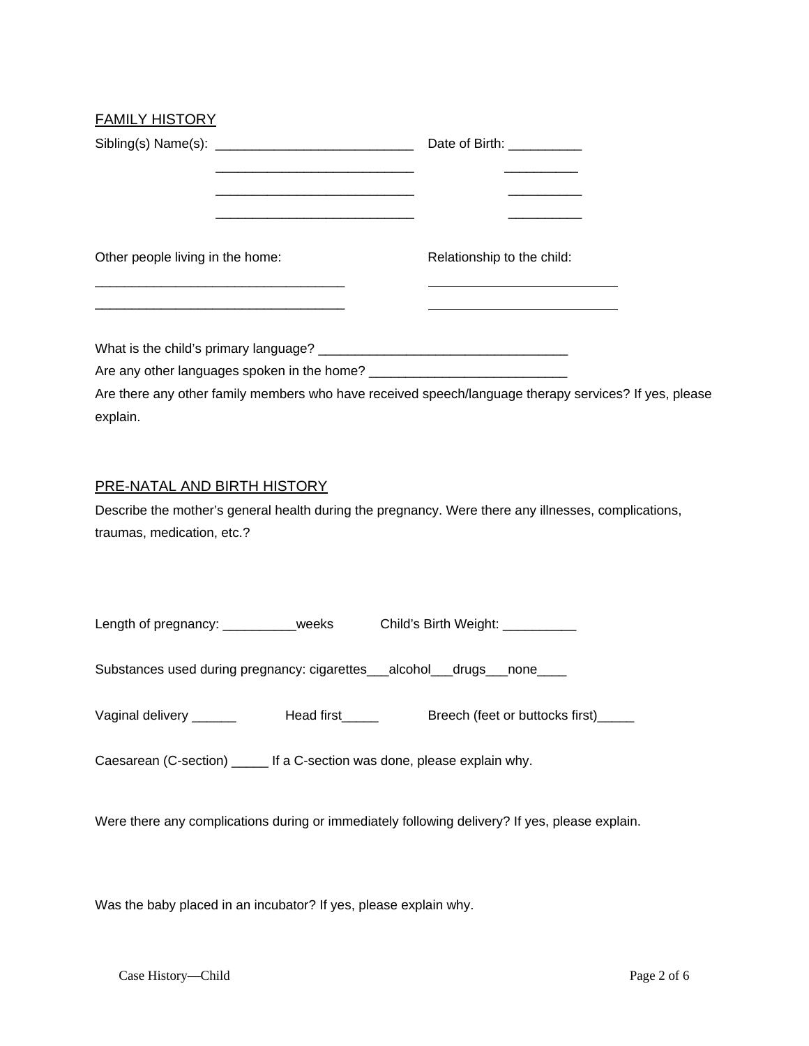FAMILY HISTORY

Sibling(s) Name(s): ___________________________ Date of Birth: __________

___________________________ __________

___________________________ __________

___________________________ __________

Other people living in the home: Relationship to the child:

__________________________________ __________________________

__________________________________ __________________________

What is the child's primary language? __________________________________

Are any other languages spoken in the home? ___________________________

Are there any other family members who have received speech/language therapy services? If yes, please explain.

PRE-NATAL AND BIRTH HISTORY

Describe the mother's general health during the pregnancy. Were there any illnesses, complications, traumas, medication, etc.?

Length of pregnancy: __________weeks Child's Birth Weight: __________

Substances used during pregnancy: cigarettes___alcohol___drugs___none____

Vaginal delivery ______ Head first_____ Breech (feet or buttocks first)_____

Caesarean (C-section) _____ If a C-section was done, please explain why.

Were there any complications during or immediately following delivery? If yes, please explain.

Was the baby placed in an incubator? If yes, please explain why.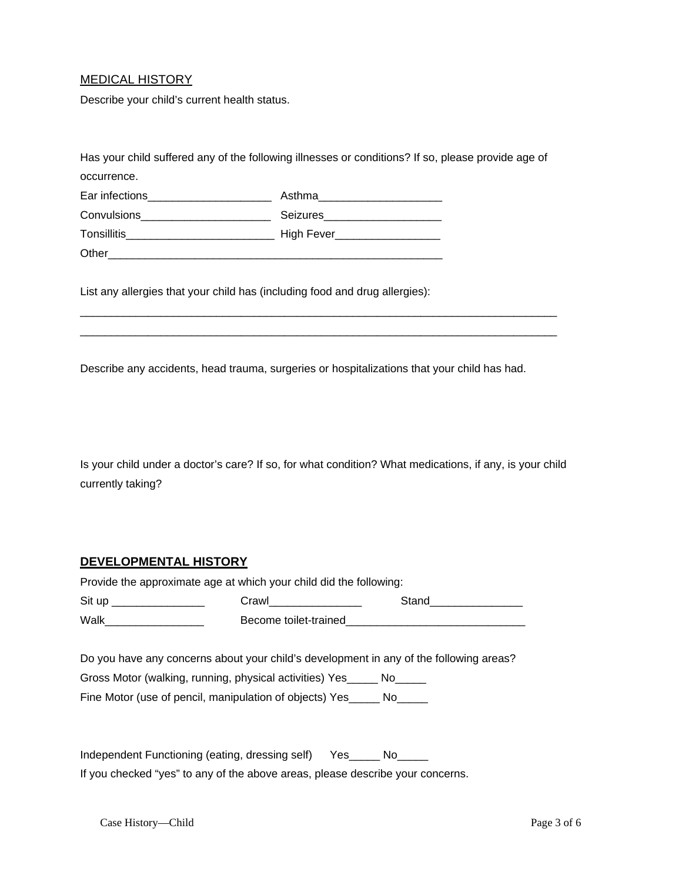## MEDICAL HISTORY

Describe your child's current health status.

Has your child suffered any of the following illnesses or conditions? If so, please provide age of occurrence.

Ear infections____________________ Asthma____________________

Convulsions_____________________ Seizures___________________

Tonsillitis________________________ High Fever_________________

Other________________________________________________________

List any allergies that your child has (including food and drug allergies):

_______________________________________________________________________________

_______________________________________________________________________________

Describe any accidents, head trauma, surgeries or hospitalizations that your child has had.

Is your child under a doctor's care? If so, for what condition? What medications, if any, is your child currently taking?

## **DEVELOPMENTAL HISTORY**

Provide the approximate age at which your child did the following:

Sit up _______________ Crawl_______________ Stand_______________

Walk________________ Become toilet-trained_____________________________

Do you have any concerns about your child's development in any of the following areas?

Gross Motor (walking, running, physical activities) Yes_____ No_____

Fine Motor (use of pencil, manipulation of objects) Yes_____ No_____

Independent Functioning (eating, dressing self) Yes_____ No_____

If you checked "yes" to any of the above areas, please describe your concerns.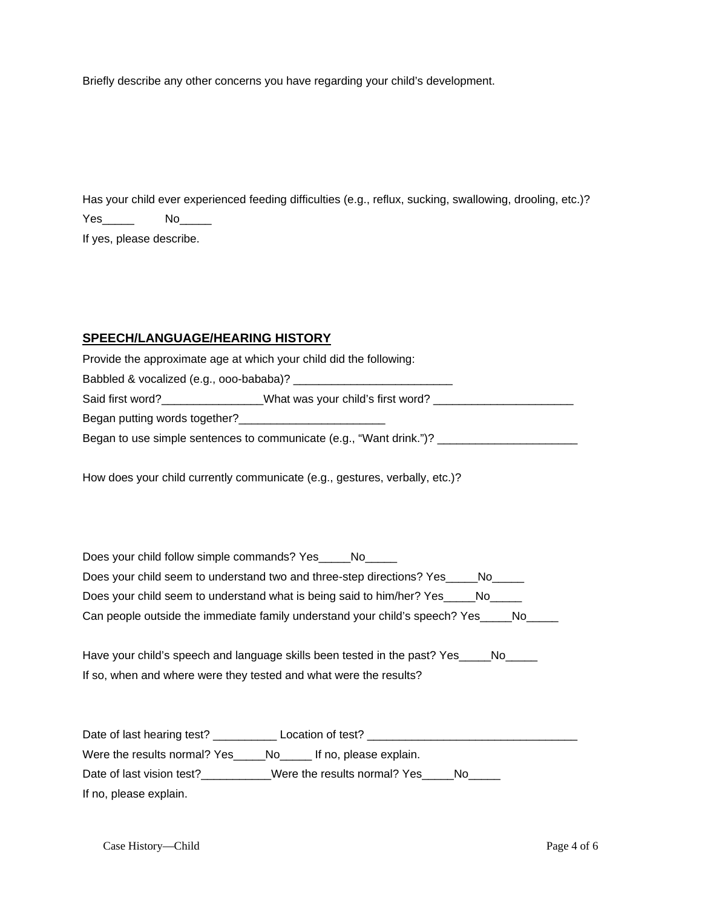Briefly describe any other concerns you have regarding your child's development.

Has your child ever experienced feeding difficulties (e.g., reflux, sucking, swallowing, drooling, etc.)?

Yes_____ No_____

If yes, please describe.

## SPEECH/LANGUAGE/HEARING HISTORY

Provide the approximate age at which your child did the following:

Babbled & vocalized (e.g., ooo-bababa)? _________________________

Said first word?________________What was your child's first word? ______________________

Began putting words together?_______________________

Began to use simple sentences to communicate (e.g., "Want drink.")? ______________________

How does your child currently communicate (e.g., gestures, verbally, etc.)?

Does your child follow simple commands? Yes_____No_____

Does your child seem to understand two and three-step directions? Yes_____No_____

Does your child seem to understand what is being said to him/her? Yes_____No_____

Can people outside the immediate family understand your child's speech? Yes_____No_____

Have your child's speech and language skills been tested in the past? Yes_____No_____

If so, when and where were they tested and what were the results?

Date of last hearing test? __________ Location of test? _________________________________

Were the results normal? Yes_____No_____ If no, please explain.

Date of last vision test?___________Were the results normal? Yes_____No_____

If no, please explain.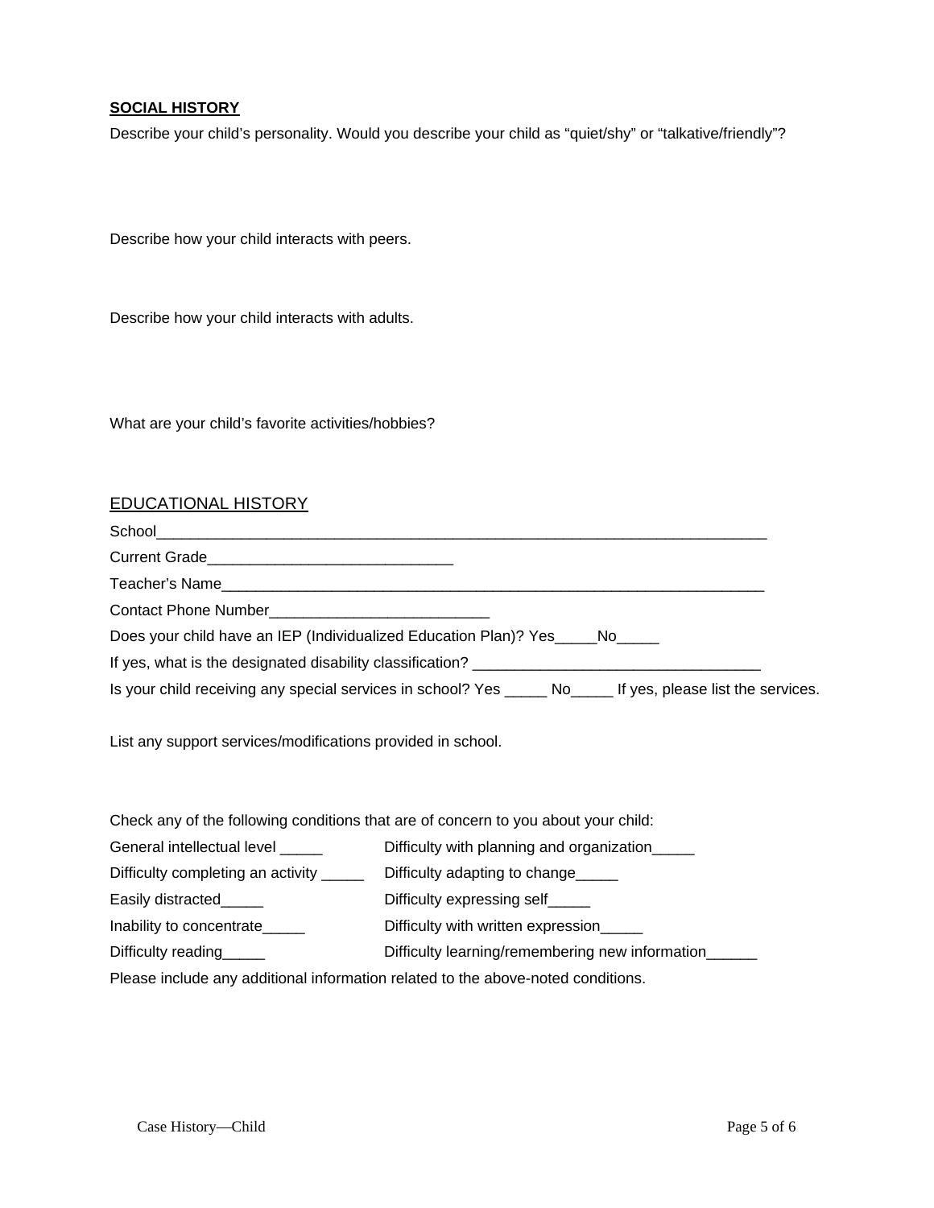**SOCIAL HISTORY**

Describe your child's personality. Would you describe your child as "quiet/shy" or "talkative/friendly"?

Describe how your child interacts with peers.

Describe how your child interacts with adults.

What are your child's favorite activities/hobbies?

## EDUCATIONAL HISTORY

School___________________________________________________________________________

Current Grade_____________________________

Teacher's Name____________________________________________________________________

Contact Phone Number_________________________

Does your child have an IEP (Individualized Education Plan)? Yes_____No_____

If yes, what is the designated disability classification? _________________________________

Is your child receiving any special services in school? Yes _____ No_____ If yes, please list the services.

List any support services/modifications provided in school.

Check any of the following conditions that are of concern to you about your child:

General intellectual level _____

Difficulty completing an activity _____

Easily distracted_____

Inability to concentrate_____

Difficulty reading_____

Difficulty with planning and organization_____

Difficulty adapting to change_____

Difficulty expressing self_____

Difficulty with written expression_____

Difficulty learning/remembering new information______

Please include any additional information related to the above-noted conditions.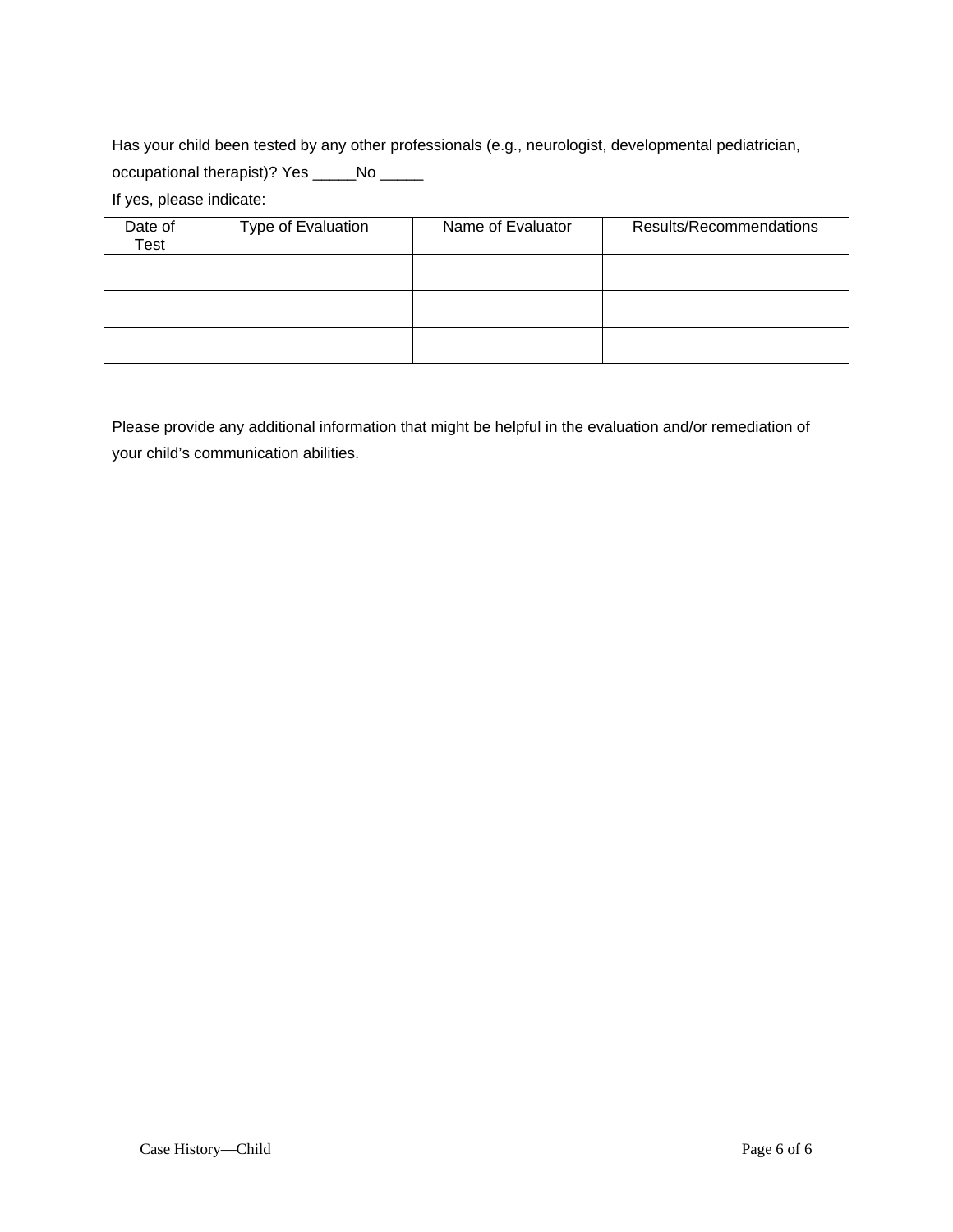Has your child been tested by any other professionals (e.g., neurologist, developmental pediatrician, occupational therapist)? Yes _____No _____

If yes, please indicate:

| Date of Test | Type of Evaluation | Name of Evaluator | Results/Recommendations |
|---|---|---|---|
| | | | |
| | | | |
| | | | |

Please provide any additional information that might be helpful in the evaluation and/or remediation of your child's communication abilities.